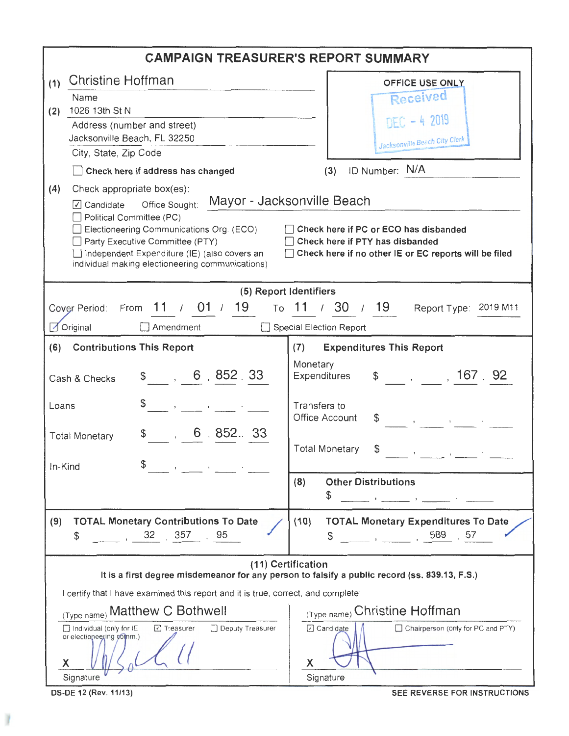# CAMPAIGN TREASURER'S REPORT SUMMARY

(1) Christine Hoffman
Name

(2) 1026 13th St N
Address (number and street)
Jacksonville Beach, FL 32250
City, State, Zip Code

☐ **Check here if address has changed**

OFFICE USE ONLY
Received
DEC - 4 2019
Jacksonville Beach City Clerk

(3) ID Number: N/A

(4) Check appropriate box(es):

☑ Candidate Office Sought: Mayor - Jacksonville Beach
☐ Political Committee (PC)
☐ Electioneering Communications Org. (ECO)
☐ Party Executive Committee (PTY)
☐ Independent Expenditure (IE) (also covers an individual making electioneering communications)

☐ **Check here if PC or ECO has disbanded**
☐ **Check here if PTY has disbanded**
☐ **Check here if no other IE or EC reports will be filed**

**(5) Report Identifiers**

Cover Period: From 11 / 01 / 19 To 11 / 30 / 19 Report Type: 2019 M11

☑ Original ☐ Amendment ☐ Special Election Report

**(6) Contributions This Report**

| | |
|---|---|
| Cash & Checks | $ 6,852.33 |
| Loans | $ |
| Total Monetary | $ 6,852.33 |
| In-Kind | $ |

**(7) Expenditures This Report**

| | |
|---|---|
| Monetary Expenditures | $ 167.92 |
| Transfers to Office Account | $ |
| Total Monetary | $ |

**(8) Other Distributions**
$

**(9) TOTAL Monetary Contributions To Date**
$ 32,357.95

**(10) TOTAL Monetary Expenditures To Date**
$ 589.57

**(11) Certification**

**It is a first degree misdemeanor for any person to falsify a public record (ss. 839.13, F.S.)**

I certify that I have examined this report and it is true, correct, and complete:

(Type name) Matthew C Bothwell
☐ Individual (only for IE or electioneering comm.) ☑ Treasurer ☐ Deputy Treasurer
X [signature]
Signature

(Type name) Christine Hoffman
☑ Candidate ☐ Chairperson (only for PC and PTY)
X [signature]
Signature

DS-DE 12 (Rev. 11/13)

SEE REVERSE FOR INSTRUCTIONS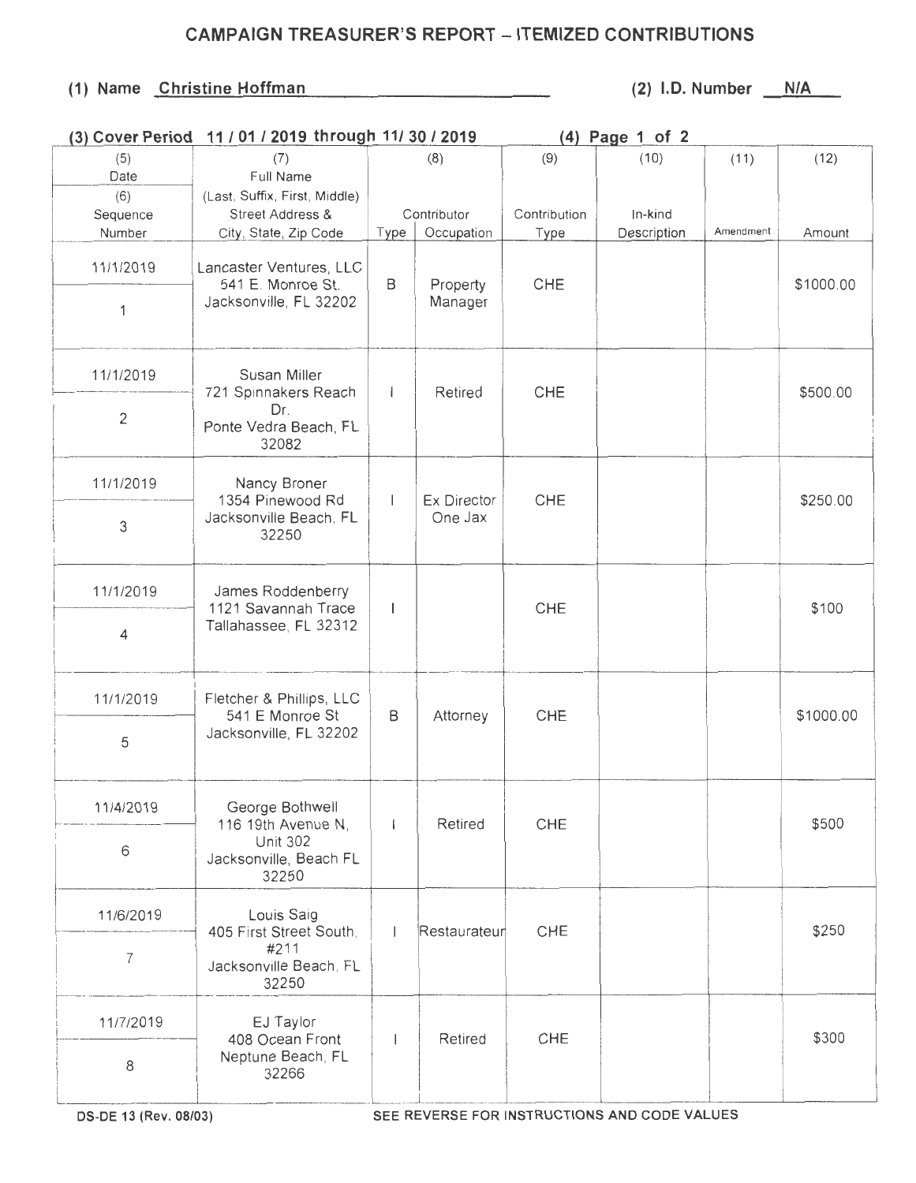# CAMPAIGN TREASURER'S REPORT – ITEMIZED CONTRIBUTIONS

**(1) Name** Christine Hoffman **(2) I.D. Number** N/A

**(3) Cover Period** 11 / 01 / 2019 through 11/ 30 / 2019 **(4) Page** 1 of 2

| (5) Date / (6) Sequence Number | (7) Full Name (Last, Suffix, First, Middle) Street Address & City, State, Zip Code | (8) Contributor Type | (8) Contributor Occupation | (9) Contribution Type | (10) In-kind Description | (11) Amendment | (12) Amount |
|---|---|---|---|---|---|---|---|
| 11/1/2019 / 1 | Lancaster Ventures, LLC 541 E. Monroe St. Jacksonville, FL 32202 | B | Property Manager | CHE | | | $1000.00 |
| 11/1/2019 / 2 | Susan Miller 721 Spinnakers Reach Dr. Ponte Vedra Beach, FL 32082 | I | Retired | CHE | | | $500.00 |
| 11/1/2019 / 3 | Nancy Broner 1354 Pinewood Rd Jacksonville Beach, FL 32250 | I | Ex Director One Jax | CHE | | | $250.00 |
| 11/1/2019 / 4 | James Roddenberry 1121 Savannah Trace Tallahassee, FL 32312 | I | | CHE | | | $100 |
| 11/1/2019 / 5 | Fletcher & Phillips, LLC 541 E Monroe St Jacksonville, FL 32202 | B | Attorney | CHE | | | $1000.00 |
| 11/4/2019 / 6 | George Bothwell 116 19th Avenue N, Unit 302 Jacksonville, Beach FL 32250 | I | Retired | CHE | | | $500 |
| 11/6/2019 / 7 | Louis Saig 405 First Street South, #211 Jacksonville Beach, FL 32250 | I | Restaurateur | CHE | | | $250 |
| 11/7/2019 / 8 | EJ Taylor 408 Ocean Front Neptune Beach, FL 32266 | I | Retired | CHE | | | $300 |

DS-DE 13 (Rev. 08/03) SEE REVERSE FOR INSTRUCTIONS AND CODE VALUES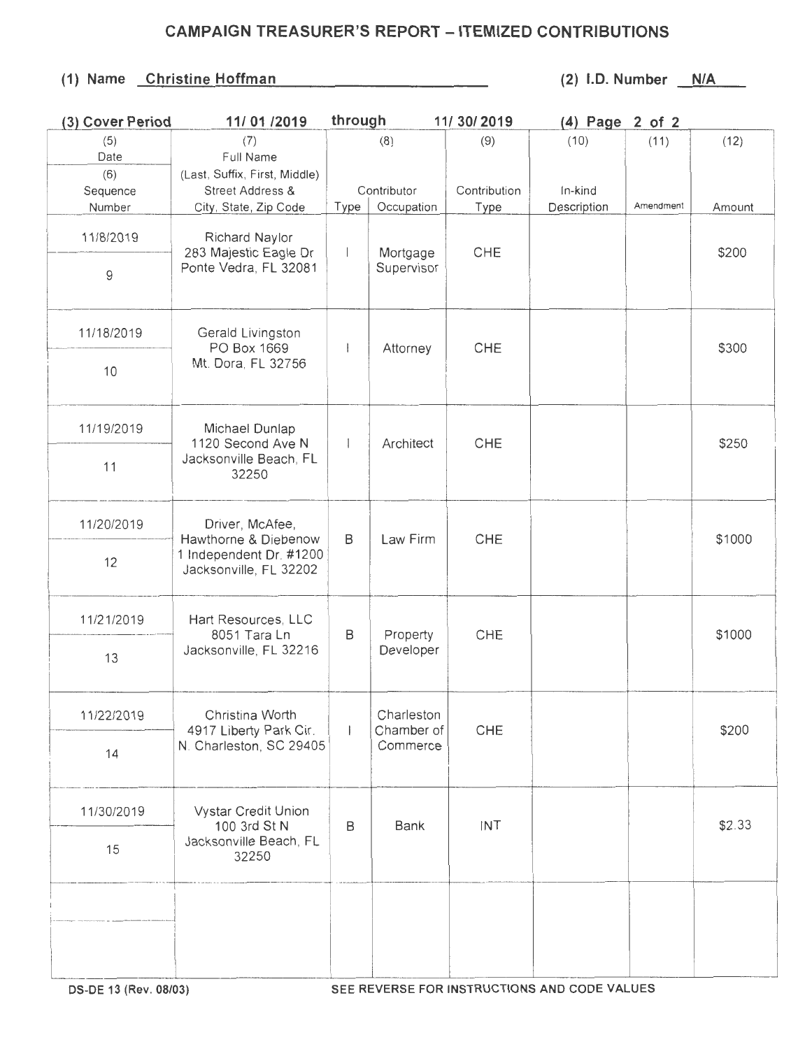# CAMPAIGN TREASURER'S REPORT – ITEMIZED CONTRIBUTIONS

**(1) Name** Christine Hoffman **(2) I.D. Number** N/A

**(3) Cover Period** 11/ 01 /2019 **through** 11/ 30/ 2019 **(4) Page** 2 **of** 2

| (5) Date / (6) Sequence Number | (7) Full Name (Last, Suffix, First, Middle) Street Address & City, State, Zip Code | (8) Contributor Type | (8) Contributor Occupation | (9) Contribution Type | (10) In-kind Description | (11) Amendment | (12) Amount |
|---|---|---|---|---|---|---|---|
| 11/8/2019 / 9 | Richard Naylor 283 Majestic Eagle Dr Ponte Vedra, FL 32081 | I | Mortgage Supervisor | CHE | | | $200 |
| 11/18/2019 / 10 | Gerald Livingston PO Box 1669 Mt. Dora, FL 32756 | I | Attorney | CHE | | | $300 |
| 11/19/2019 / 11 | Michael Dunlap 1120 Second Ave N Jacksonville Beach, FL 32250 | I | Architect | CHE | | | $250 |
| 11/20/2019 / 12 | Driver, McAfee, Hawthorne & Diebenow 1 Independent Dr. #1200 Jacksonville, FL 32202 | B | Law Firm | CHE | | | $1000 |
| 11/21/2019 / 13 | Hart Resources, LLC 8051 Tara Ln Jacksonville, FL 32216 | B | Property Developer | CHE | | | $1000 |
| 11/22/2019 / 14 | Christina Worth 4917 Liberty Park Cir. N. Charleston, SC 29405 | I | Charleston Chamber of Commerce | CHE | | | $200 |
| 11/30/2019 / 15 | Vystar Credit Union 100 3rd St N Jacksonville Beach, FL 32250 | B | Bank | INT | | | $2.33 |
| | | | | | | | |

DS-DE 13 (Rev. 08/03) SEE REVERSE FOR INSTRUCTIONS AND CODE VALUES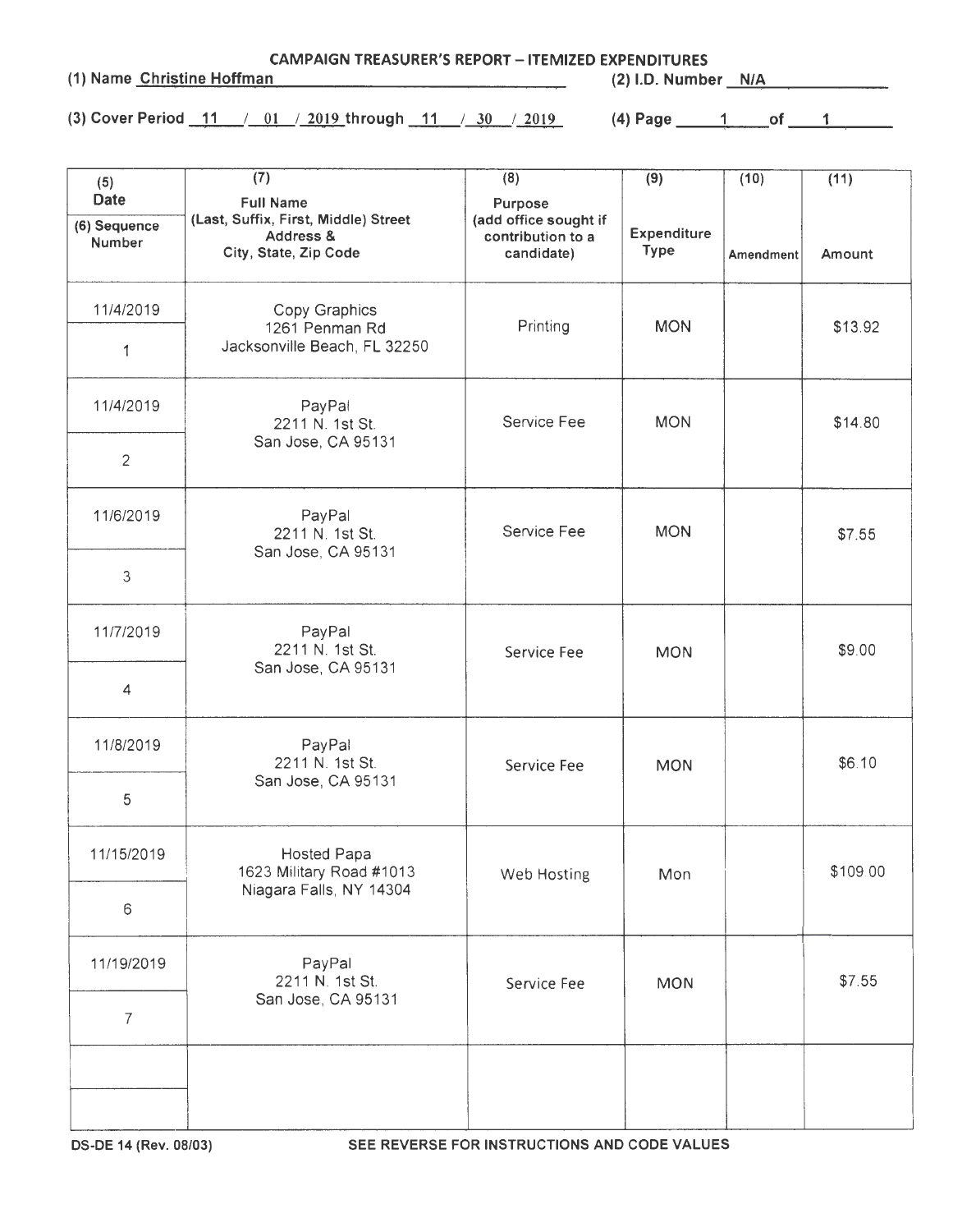## CAMPAIGN TREASURER'S REPORT – ITEMIZED EXPENDITURES

(1) Name Christine Hoffman (2) I.D. Number N/A

(3) Cover Period 11 / 01 / 2019 through 11 / 30 / 2019 (4) Page 1 of 1

| (5) Date / (6) Sequence Number | (7) Full Name (Last, Suffix, First, Middle) Street Address & City, State, Zip Code | (8) Purpose (add office sought if contribution to a candidate) | (9) Expenditure Type | (10) Amendment | (11) Amount |
|---|---|---|---|---|---|
| 11/4/2019<br>1 | Copy Graphics<br>1261 Penman Rd<br>Jacksonville Beach, FL 32250 | Printing | MON | | $13.92 |
| 11/4/2019<br>2 | PayPal<br>2211 N. 1st St.<br>San Jose, CA 95131 | Service Fee | MON | | $14.80 |
| 11/6/2019<br>3 | PayPal<br>2211 N. 1st St.<br>San Jose, CA 95131 | Service Fee | MON | | $7.55 |
| 11/7/2019<br>4 | PayPal<br>2211 N. 1st St.<br>San Jose, CA 95131 | Service Fee | MON | | $9.00 |
| 11/8/2019<br>5 | PayPal<br>2211 N. 1st St.<br>San Jose, CA 95131 | Service Fee | MON | | $6.10 |
| 11/15/2019<br>6 | Hosted Papa<br>1623 Military Road #1013<br>Niagara Falls, NY 14304 | Web Hosting | Mon | | $109.00 |
| 11/19/2019<br>7 | PayPal<br>2211 N. 1st St.<br>San Jose, CA 95131 | Service Fee | MON | | $7.55 |
| | | | | | |

DS-DE 14 (Rev. 08/03) SEE REVERSE FOR INSTRUCTIONS AND CODE VALUES